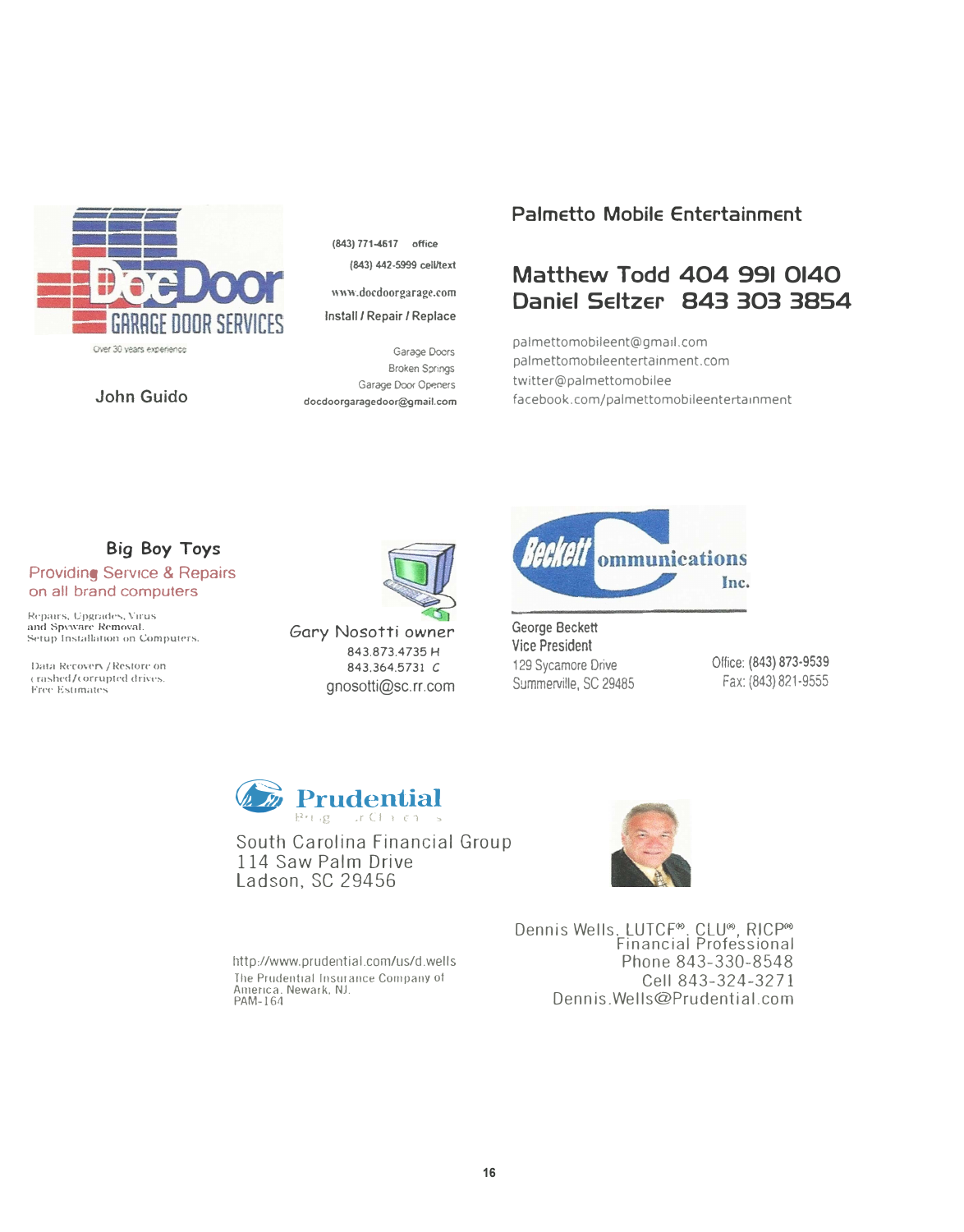**DocDoor GARAGE DOOR SERVICES**

Over 30 years experience

John Guido

(843) 771-4617 office

(843) 442-5999 cell/text

www.docdoorgarage.com

Install / Repair / Replace

Garage Doors

Broken Springs

Garage Door Openers

docdoorgaragedoor@gmail.com

---

## Palmetto Mobile Entertainment

**Matthew Todd 404 991 0140**

**Daniel Seltzer 843 303 3854**

palmettomobileent@gmail.com

palmettomobileentertainment.com

twitter@palmettomobilee

facebook.com/palmettomobileentertainment

---

## Big Boy Toys

Providing Service & Repairs on all brand computers

Repairs, Upgrades, Virus and Spyware Removal.
Setup Installation on Computers.

Data Recovery / Restore on crashed/corrupted drives.
Free Estimates

Gary Nosotti owner

843.873.4735 H

843.364.5731 C

gnosotti@sc.rr.com

---

**Beckett Communications Inc.**

George Beckett

Vice President

129 Sycamore Drive

Summerville, SC 29485

Office: (843) 873-9539

Fax: (843) 821-9555

---

**Prudential**

South Carolina Financial Group

114 Saw Palm Drive

Ladson, SC 29456

http://www.prudential.com/us/d.wells

The Prudential Insurance Company of America, Newark, NJ.

PAM-164

Dennis Wells, LUTCF®, CLU®, RICP®

Financial Professional

Phone 843-330-8548

Cell 843-324-3271

Dennis.Wells@Prudential.com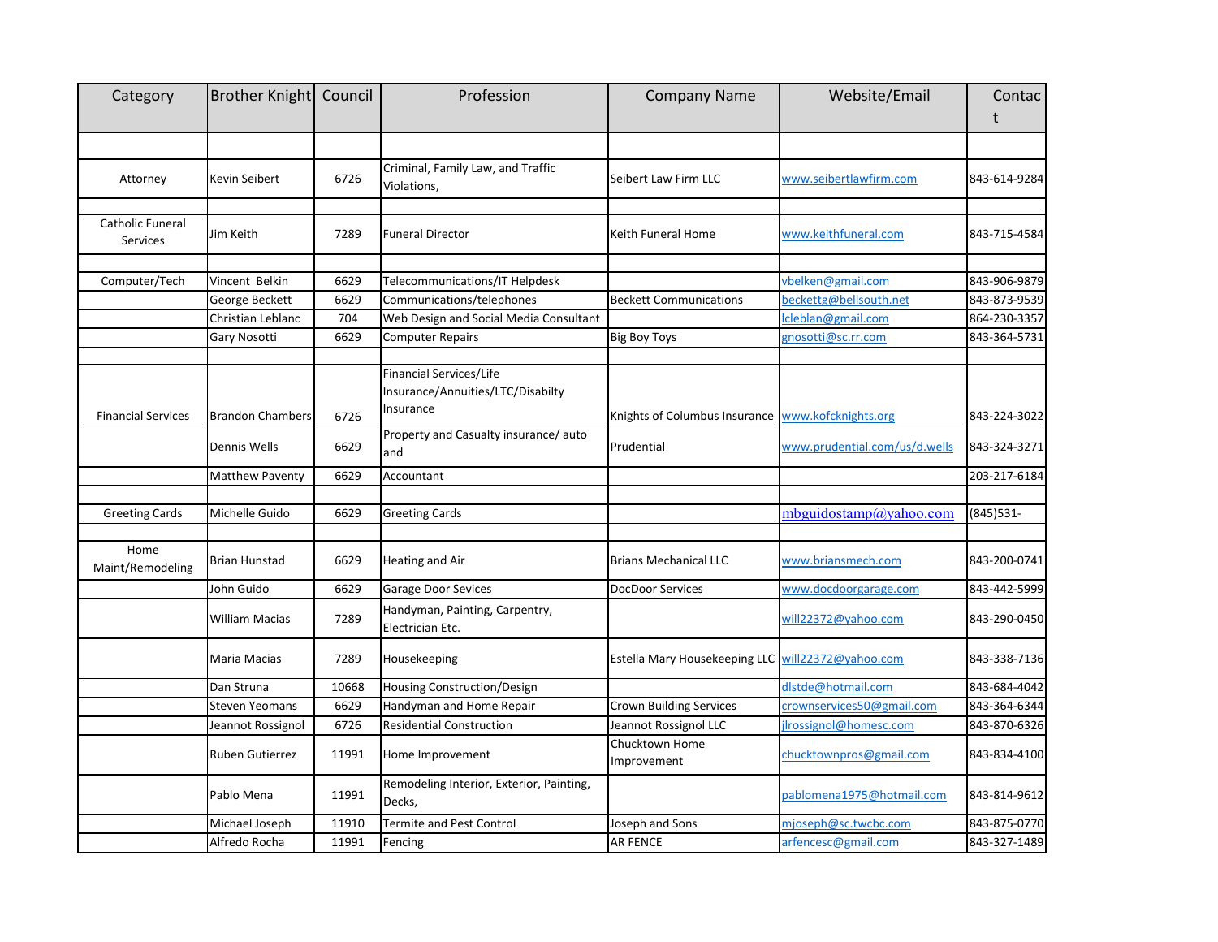| Category | Brother Knight | Council | Profession | Company Name | Website/Email | Contact |
|---|---|---|---|---|---|---|
| | | | | | | |
| Attorney | Kevin Seibert | 6726 | Criminal, Family Law, and Traffic Violations, | Seibert Law Firm LLC | www.seibertlawfirm.com | 843-614-9284 |
| | | | | | | |
| Catholic Funeral Services | Jim Keith | 7289 | Funeral Director | Keith Funeral Home | www.keithfuneral.com | 843-715-4584 |
| | | | | | | |
| Computer/Tech | Vincent Belkin | 6629 | Telecommunications/IT Helpdesk | | vbelken@gmail.com | 843-906-9879 |
| | George Beckett | 6629 | Communications/telephones | Beckett Communications | beckettg@bellsouth.net | 843-873-9539 |
| | Christian Leblanc | 704 | Web Design and Social Media Consultant | | lcleblan@gmail.com | 864-230-3357 |
| | Gary Nosotti | 6629 | Computer Repairs | Big Boy Toys | gnosotti@sc.rr.com | 843-364-5731 |
| | | | | | | |
| Financial Services | Brandon Chambers | 6726 | Financial Services/Life Insurance/Annuities/LTC/Disabilty Insurance | Knights of Columbus Insurance | www.kofcknights.org | 843-224-3022 |
| | Dennis Wells | 6629 | Property and Casualty insurance/ auto and | Prudential | www.prudential.com/us/d.wells | 843-324-3271 |
| | Matthew Paventy | 6629 | Accountant | | | 203-217-6184 |
| | | | | | | |
| Greeting Cards | Michelle Guido | 6629 | Greeting Cards | | mbguidostamp@yahoo.com | (845)531- |
| | | | | | | |
| Home Maint/Remodeling | Brian Hunstad | 6629 | Heating and Air | Brians Mechanical LLC | www.briansmech.com | 843-200-0741 |
| | John Guido | 6629 | Garage Door Sevices | DocDoor Services | www.docdoorgarage.com | 843-442-5999 |
| | William Macias | 7289 | Handyman, Painting, Carpentry, Electrician Etc. | | will22372@yahoo.com | 843-290-0450 |
| | Maria Macias | 7289 | Housekeeping | Estella Mary Housekeeping LLC | will22372@yahoo.com | 843-338-7136 |
| | Dan Struna | 10668 | Housing Construction/Design | | dlstde@hotmail.com | 843-684-4042 |
| | Steven Yeomans | 6629 | Handyman and Home Repair | Crown Building Services | crownservices50@gmail.com | 843-364-6344 |
| | Jeannot Rossignol | 6726 | Residential Construction | Jeannot Rossignol LLC | jlrossignol@homesc.com | 843-870-6326 |
| | Ruben Gutierrez | 11991 | Home Improvement | Chucktown Home Improvement | chucktownpros@gmail.com | 843-834-4100 |
| | Pablo Mena | 11991 | Remodeling Interior, Exterior, Painting, Decks, | | pablomena1975@hotmail.com | 843-814-9612 |
| | Michael Joseph | 11910 | Termite and Pest Control | Joseph and Sons | mjoseph@sc.twcbc.com | 843-875-0770 |
| | Alfredo Rocha | 11991 | Fencing | AR FENCE | arfencesc@gmail.com | 843-327-1489 |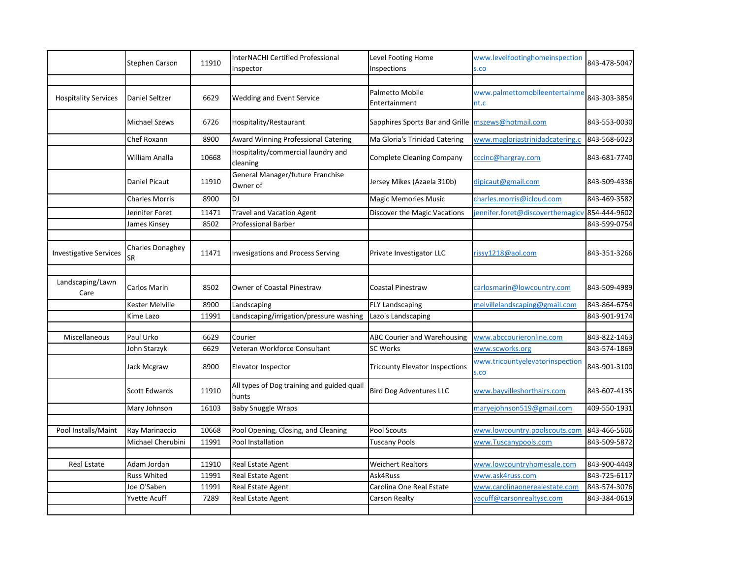| | | | | | | |
|---|---|---|---|---|---|---|
| | Stephen Carson | 11910 | InterNACHI Certified Professional Inspector | Level Footing Home Inspections | www.levelfootinghomeinspections.co | 843-478-5047 |
| | | | | | | |
| Hospitality Services | Daniel Seltzer | 6629 | Wedding and Event Service | Palmetto Mobile Entertainment | www.palmettomobileentertainment.c | 843-303-3854 |
| | Michael Szews | 6726 | Hospitality/Restaurant | Sapphires Sports Bar and Grille | mszews@hotmail.com | 843-553-0030 |
| | Chef Roxann | 8900 | Award Winning Professional Catering | Ma Gloria's Trinidad Catering | www.magloriastrinidadcatering.c | 843-568-6023 |
| | William Analla | 10668 | Hospitality/commercial laundry and cleaning | Complete Cleaning Company | cccinc@hargray.com | 843-681-7740 |
| | Daniel Picaut | 11910 | General Manager/future Franchise Owner of | Jersey Mikes (Azaela 310b) | dipicaut@gmail.com | 843-509-4336 |
| | Charles Morris | 8900 | DJ | Magic Memories Music | charles.morris@icloud.com | 843-469-3582 |
| | Jennifer Foret | 11471 | Travel and Vacation Agent | Discover the Magic Vacations | jennifer.foret@discoverthemagicv | 854-444-9602 |
| | James Kinsey | 8502 | Professional Barber | | | 843-599-0754 |
| | | | | | | |
| Investigative Services | Charles Donaghey SR | 11471 | Invesigations and Process Serving | Private Investigator LLC | rissy1218@aol.com | 843-351-3266 |
| | | | | | | |
| Landscaping/Lawn Care | Carlos Marin | 8502 | Owner of Coastal Pinestraw | Coastal Pinestraw | carlosmarin@lowcountry.com | 843-509-4989 |
| | Kester Melville | 8900 | Landscaping | FLY Landscaping | melvillelandscaping@gmail.com | 843-864-6754 |
| | Kime Lazo | 11991 | Landscaping/irrigation/pressure washing | Lazo's Landscaping | | 843-901-9174 |
| | | | | | | |
| Miscellaneous | Paul Urko | 6629 | Courier | ABC Courier and Warehousing | www.abccourieronline.com | 843-822-1463 |
| | John Starzyk | 6629 | Veteran Workforce Consultant | SC Works | www.scworks.org | 843-574-1869 |
| | Jack Mcgraw | 8900 | Elevator Inspector | Tricounty Elevator Inspections | www.tricountyelevatorinspections.co | 843-901-3100 |
| | Scott Edwards | 11910 | All types of Dog training and guided quail hunts | Bird Dog Adventures LLC | www.bayvilleshorthairs.com | 843-607-4135 |
| | Mary Johnson | 16103 | Baby Snuggle Wraps | | maryejohnson519@gmail.com | 409-550-1931 |
| | | | | | | |
| Pool Installs/Maint | Ray Marinaccio | 10668 | Pool Opening, Closing, and Cleaning | Pool Scouts | www.lowcountry.poolscouts.com | 843-466-5606 |
| | Michael Cherubini | 11991 | Pool Installation | Tuscany Pools | www.Tuscanypools.com | 843-509-5872 |
| | | | | | | |
| Real Estate | Adam Jordan | 11910 | Real Estate Agent | Weichert Realtors | www.lowcountryhomesale.com | 843-900-4449 |
| | Russ Whited | 11991 | Real Estate Agent | Ask4Russ | www.ask4russ.com | 843-725-6117 |
| | Joe O'Saben | 11991 | Real Estate Agent | Carolina One Real Estate | www.carolinaonerealestate.com | 843-574-3076 |
| | Yvette Acuff | 7289 | Real Estate Agent | Carson Realty | yacuff@carsonrealtysc.com | 843-384-0619 |
| | | | | | | |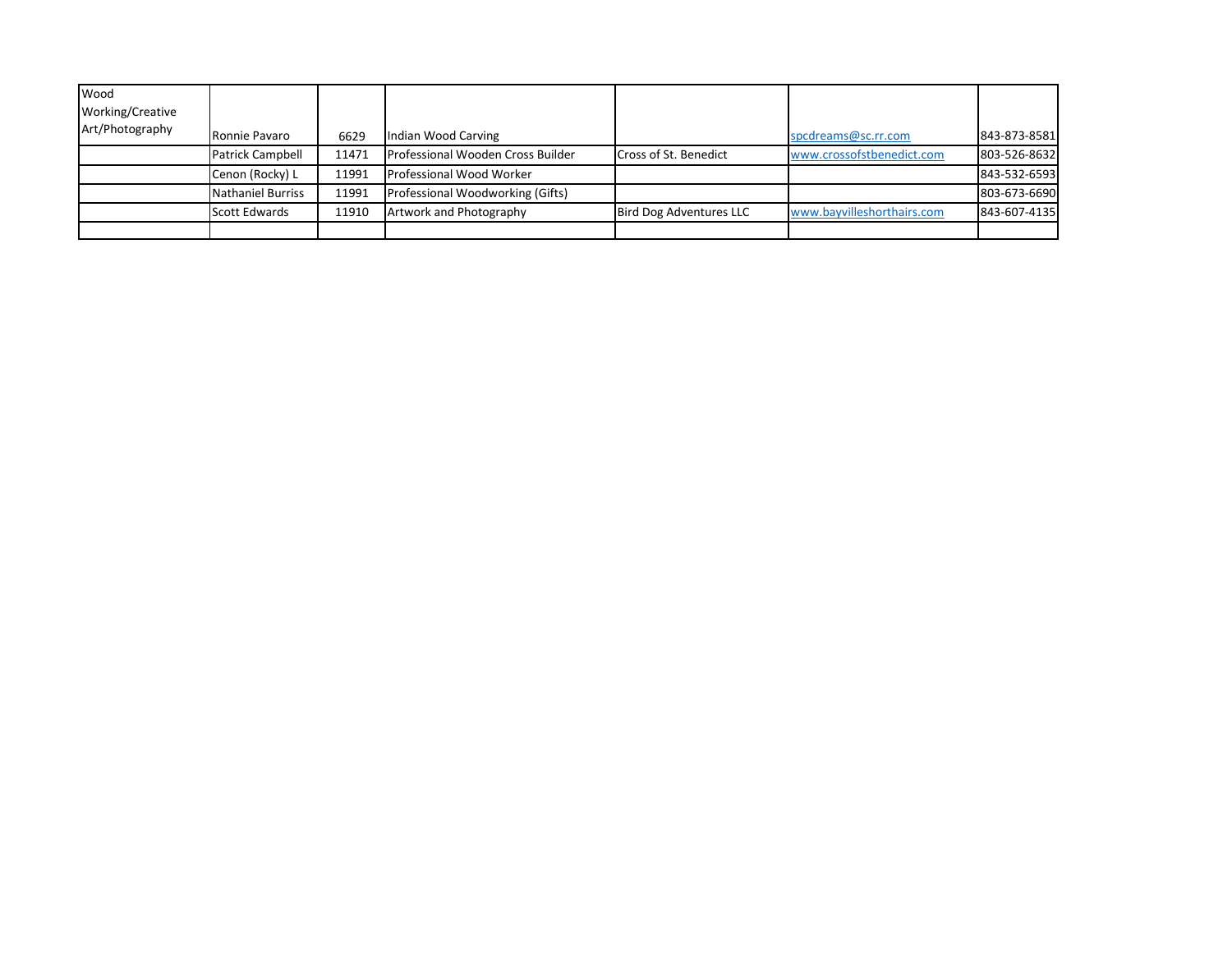| | | | | | | |
|---|---|---|---|---|---|---|
| Wood Working/Creative Art/Photography | Ronnie Pavaro | 6629 | Indian Wood Carving | | spcdreams@sc.rr.com | 843-873-8581 |
| | Patrick Campbell | 11471 | Professional Wooden Cross Builder | Cross of St. Benedict | www.crossofstbenedict.com | 803-526-8632 |
| | Cenon (Rocky) L | 11991 | Professional Wood Worker | | | 843-532-6593 |
| | Nathaniel Burriss | 11991 | Professional Woodworking (Gifts) | | | 803-673-6690 |
| | Scott Edwards | 11910 | Artwork and Photography | Bird Dog Adventures LLC | www.bayvilleshorthairs.com | 843-607-4135 |
| | | | | | | |